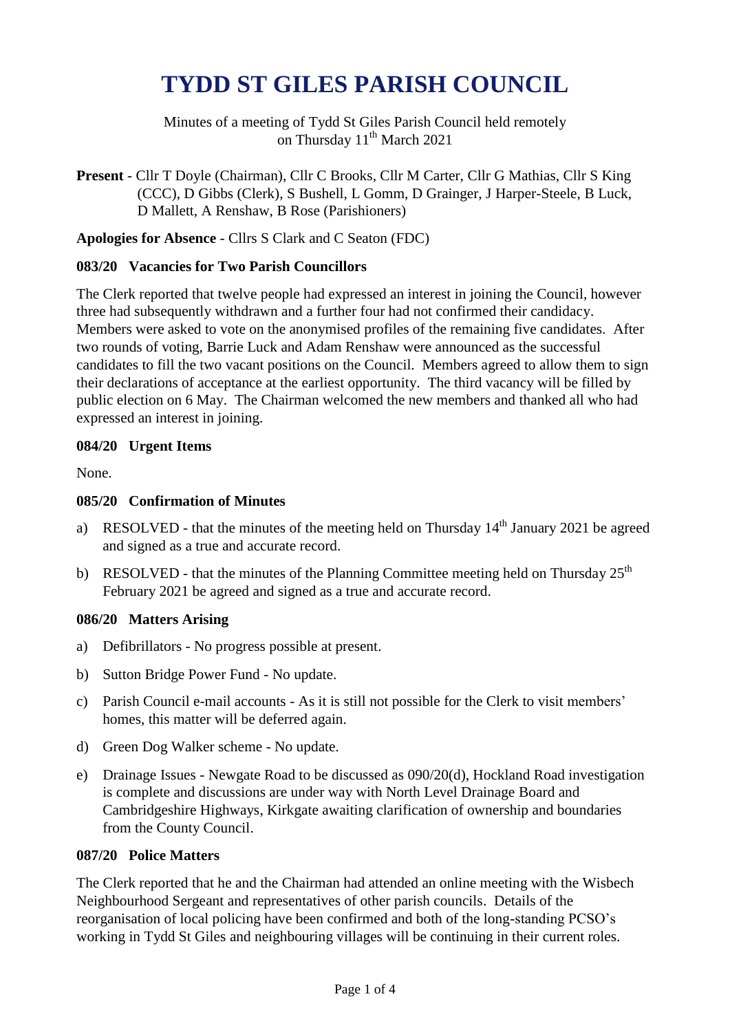# TYDD ST GILES PARISH COUNCIL

Minutes of a meeting of Tydd St Giles Parish Council held remotely on Thursday 11th March 2021

**Present** - Cllr T Doyle (Chairman), Cllr C Brooks, Cllr M Carter, Cllr G Mathias, Cllr S King (CCC), D Gibbs (Clerk), S Bushell, L Gomm, D Grainger, J Harper-Steele, B Luck, D Mallett, A Renshaw, B Rose (Parishioners)

**Apologies for Absence** - Cllrs S Clark and C Seaton (FDC)

### 083/20 Vacancies for Two Parish Councillors

The Clerk reported that twelve people had expressed an interest in joining the Council, however three had subsequently withdrawn and a further four had not confirmed their candidacy. Members were asked to vote on the anonymised profiles of the remaining five candidates. After two rounds of voting, Barrie Luck and Adam Renshaw were announced as the successful candidates to fill the two vacant positions on the Council. Members agreed to allow them to sign their declarations of acceptance at the earliest opportunity. The third vacancy will be filled by public election on 6 May. The Chairman welcomed the new members and thanked all who had expressed an interest in joining.

### 084/20 Urgent Items

None.

### 085/20 Confirmation of Minutes

a) RESOLVED - that the minutes of the meeting held on Thursday 14th January 2021 be agreed and signed as a true and accurate record.

b) RESOLVED - that the minutes of the Planning Committee meeting held on Thursday 25th February 2021 be agreed and signed as a true and accurate record.

### 086/20 Matters Arising

a) Defibrillators - No progress possible at present.

b) Sutton Bridge Power Fund - No update.

c) Parish Council e-mail accounts - As it is still not possible for the Clerk to visit members' homes, this matter will be deferred again.

d) Green Dog Walker scheme - No update.

e) Drainage Issues - Newgate Road to be discussed as 090/20(d), Hockland Road investigation is complete and discussions are under way with North Level Drainage Board and Cambridgeshire Highways, Kirkgate awaiting clarification of ownership and boundaries from the County Council.

### 087/20 Police Matters

The Clerk reported that he and the Chairman had attended an online meeting with the Wisbech Neighbourhood Sergeant and representatives of other parish councils. Details of the reorganisation of local policing have been confirmed and both of the long-standing PCSO's working in Tydd St Giles and neighbouring villages will be continuing in their current roles.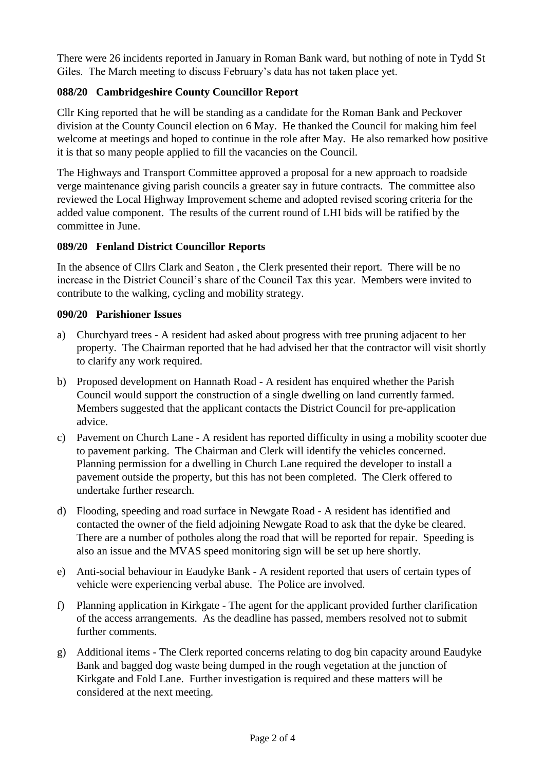There were 26 incidents reported in January in Roman Bank ward, but nothing of note in Tydd St Giles. The March meeting to discuss February's data has not taken place yet.

**088/20 Cambridgeshire County Councillor Report**

Cllr King reported that he will be standing as a candidate for the Roman Bank and Peckover division at the County Council election on 6 May. He thanked the Council for making him feel welcome at meetings and hoped to continue in the role after May. He also remarked how positive it is that so many people applied to fill the vacancies on the Council.

The Highways and Transport Committee approved a proposal for a new approach to roadside verge maintenance giving parish councils a greater say in future contracts. The committee also reviewed the Local Highway Improvement scheme and adopted revised scoring criteria for the added value component. The results of the current round of LHI bids will be ratified by the committee in June.

**089/20 Fenland District Councillor Reports**

In the absence of Cllrs Clark and Seaton , the Clerk presented their report. There will be no increase in the District Council's share of the Council Tax this year. Members were invited to contribute to the walking, cycling and mobility strategy.

**090/20 Parishioner Issues**

a) Churchyard trees - A resident had asked about progress with tree pruning adjacent to her property. The Chairman reported that he had advised her that the contractor will visit shortly to clarify any work required.

b) Proposed development on Hannath Road - A resident has enquired whether the Parish Council would support the construction of a single dwelling on land currently farmed. Members suggested that the applicant contacts the District Council for pre-application advice.

c) Pavement on Church Lane - A resident has reported difficulty in using a mobility scooter due to pavement parking. The Chairman and Clerk will identify the vehicles concerned. Planning permission for a dwelling in Church Lane required the developer to install a pavement outside the property, but this has not been completed. The Clerk offered to undertake further research.

d) Flooding, speeding and road surface in Newgate Road - A resident has identified and contacted the owner of the field adjoining Newgate Road to ask that the dyke be cleared. There are a number of potholes along the road that will be reported for repair. Speeding is also an issue and the MVAS speed monitoring sign will be set up here shortly.

e) Anti-social behaviour in Eaudyke Bank - A resident reported that users of certain types of vehicle were experiencing verbal abuse. The Police are involved.

f) Planning application in Kirkgate - The agent for the applicant provided further clarification of the access arrangements. As the deadline has passed, members resolved not to submit further comments.

g) Additional items - The Clerk reported concerns relating to dog bin capacity around Eaudyke Bank and bagged dog waste being dumped in the rough vegetation at the junction of Kirkgate and Fold Lane. Further investigation is required and these matters will be considered at the next meeting.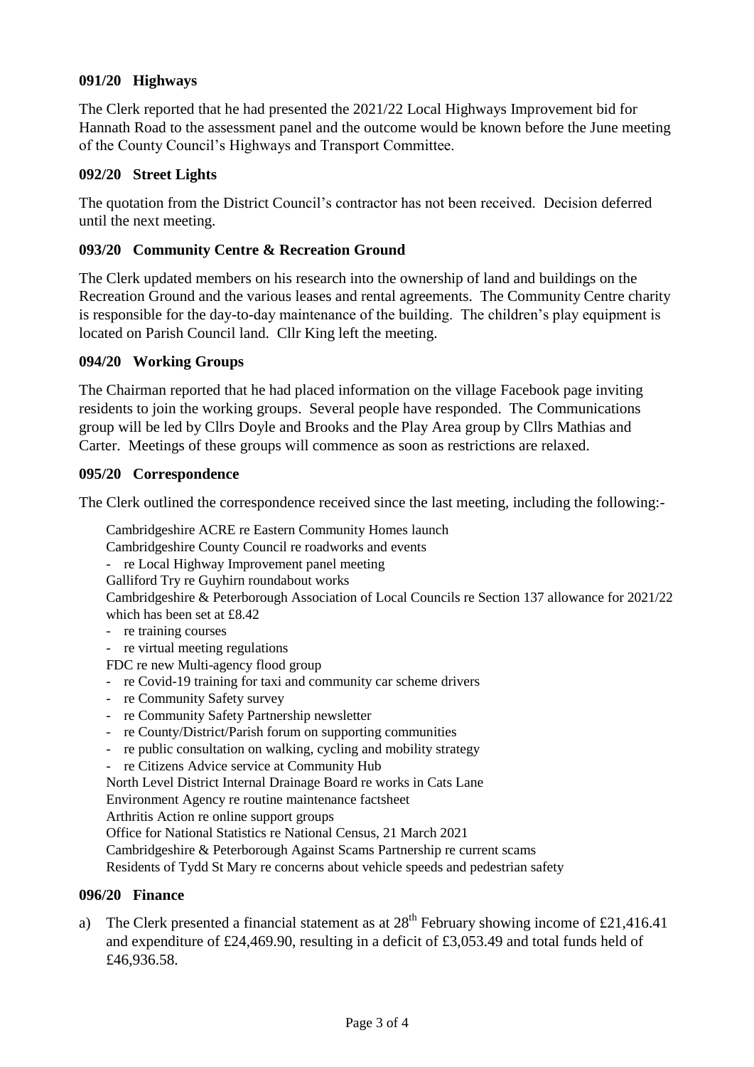### 091/20 Highways

The Clerk reported that he had presented the 2021/22 Local Highways Improvement bid for Hannath Road to the assessment panel and the outcome would be known before the June meeting of the County Council's Highways and Transport Committee.

### 092/20 Street Lights

The quotation from the District Council's contractor has not been received. Decision deferred until the next meeting.

### 093/20 Community Centre & Recreation Ground

The Clerk updated members on his research into the ownership of land and buildings on the Recreation Ground and the various leases and rental agreements. The Community Centre charity is responsible for the day-to-day maintenance of the building. The children's play equipment is located on Parish Council land. Cllr King left the meeting.

### 094/20 Working Groups

The Chairman reported that he had placed information on the village Facebook page inviting residents to join the working groups. Several people have responded. The Communications group will be led by Cllrs Doyle and Brooks and the Play Area group by Cllrs Mathias and Carter. Meetings of these groups will commence as soon as restrictions are relaxed.

### 095/20 Correspondence

The Clerk outlined the correspondence received since the last meeting, including the following:-

Cambridgeshire ACRE re Eastern Community Homes launch
Cambridgeshire County Council re roadworks and events
- re Local Highway Improvement panel meeting

Galliford Try re Guyhirn roundabout works
Cambridgeshire & Peterborough Association of Local Councils re Section 137 allowance for 2021/22 which has been set at £8.42
- re training courses
- re virtual meeting regulations

FDC re new Multi-agency flood group
- re Covid-19 training for taxi and community car scheme drivers
- re Community Safety survey
- re Community Safety Partnership newsletter
- re County/District/Parish forum on supporting communities
- re public consultation on walking, cycling and mobility strategy
- re Citizens Advice service at Community Hub

North Level District Internal Drainage Board re works in Cats Lane
Environment Agency re routine maintenance factsheet
Arthritis Action re online support groups
Office for National Statistics re National Census, 21 March 2021
Cambridgeshire & Peterborough Against Scams Partnership re current scams
Residents of Tydd St Mary re concerns about vehicle speeds and pedestrian safety

### 096/20 Finance

a) The Clerk presented a financial statement as at 28th February showing income of £21,416.41 and expenditure of £24,469.90, resulting in a deficit of £3,053.49 and total funds held of £46,936.58.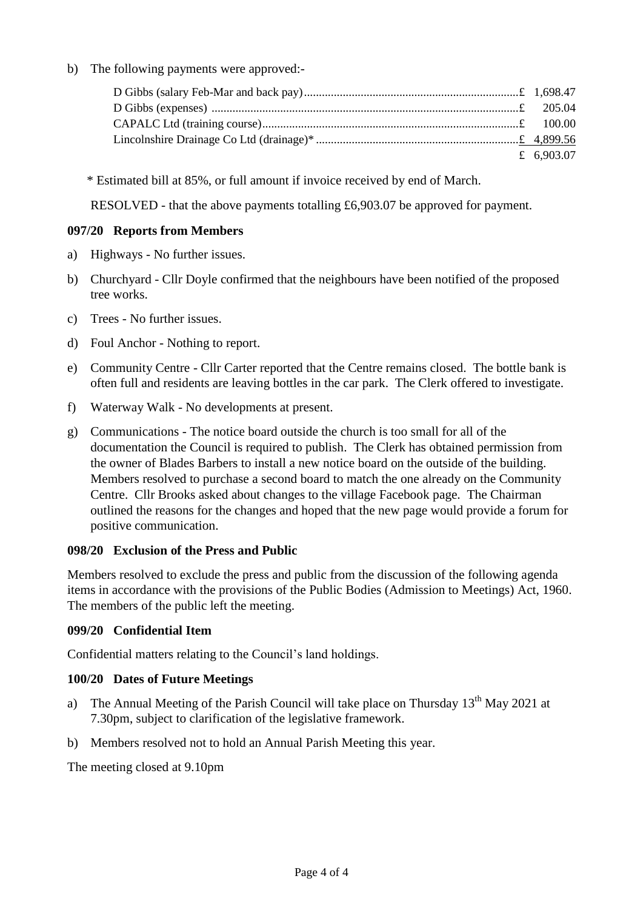b) The following payments were approved:-

| | |
|---|---|
| D Gibbs (salary Feb-Mar and back pay) | £ 1,698.47 |
| D Gibbs (expenses) | £ 205.04 |
| CAPALC Ltd (training course) | £ 100.00 |
| Lincolnshire Drainage Co Ltd (drainage)* | £ 4,899.56 |
| | £ 6,903.07 |

\* Estimated bill at 85%, or full amount if invoice received by end of March.

RESOLVED - that the above payments totalling £6,903.07 be approved for payment.

### 097/20 Reports from Members

a) Highways - No further issues.

b) Churchyard - Cllr Doyle confirmed that the neighbours have been notified of the proposed tree works.

c) Trees - No further issues.

d) Foul Anchor - Nothing to report.

e) Community Centre - Cllr Carter reported that the Centre remains closed. The bottle bank is often full and residents are leaving bottles in the car park. The Clerk offered to investigate.

f) Waterway Walk - No developments at present.

g) Communications - The notice board outside the church is too small for all of the documentation the Council is required to publish. The Clerk has obtained permission from the owner of Blades Barbers to install a new notice board on the outside of the building. Members resolved to purchase a second board to match the one already on the Community Centre. Cllr Brooks asked about changes to the village Facebook page. The Chairman outlined the reasons for the changes and hoped that the new page would provide a forum for positive communication.

### 098/20 Exclusion of the Press and Public

Members resolved to exclude the press and public from the discussion of the following agenda items in accordance with the provisions of the Public Bodies (Admission to Meetings) Act, 1960. The members of the public left the meeting.

### 099/20 Confidential Item

Confidential matters relating to the Council's land holdings.

### 100/20 Dates of Future Meetings

a) The Annual Meeting of the Parish Council will take place on Thursday 13th May 2021 at 7.30pm, subject to clarification of the legislative framework.

b) Members resolved not to hold an Annual Parish Meeting this year.

The meeting closed at 9.10pm